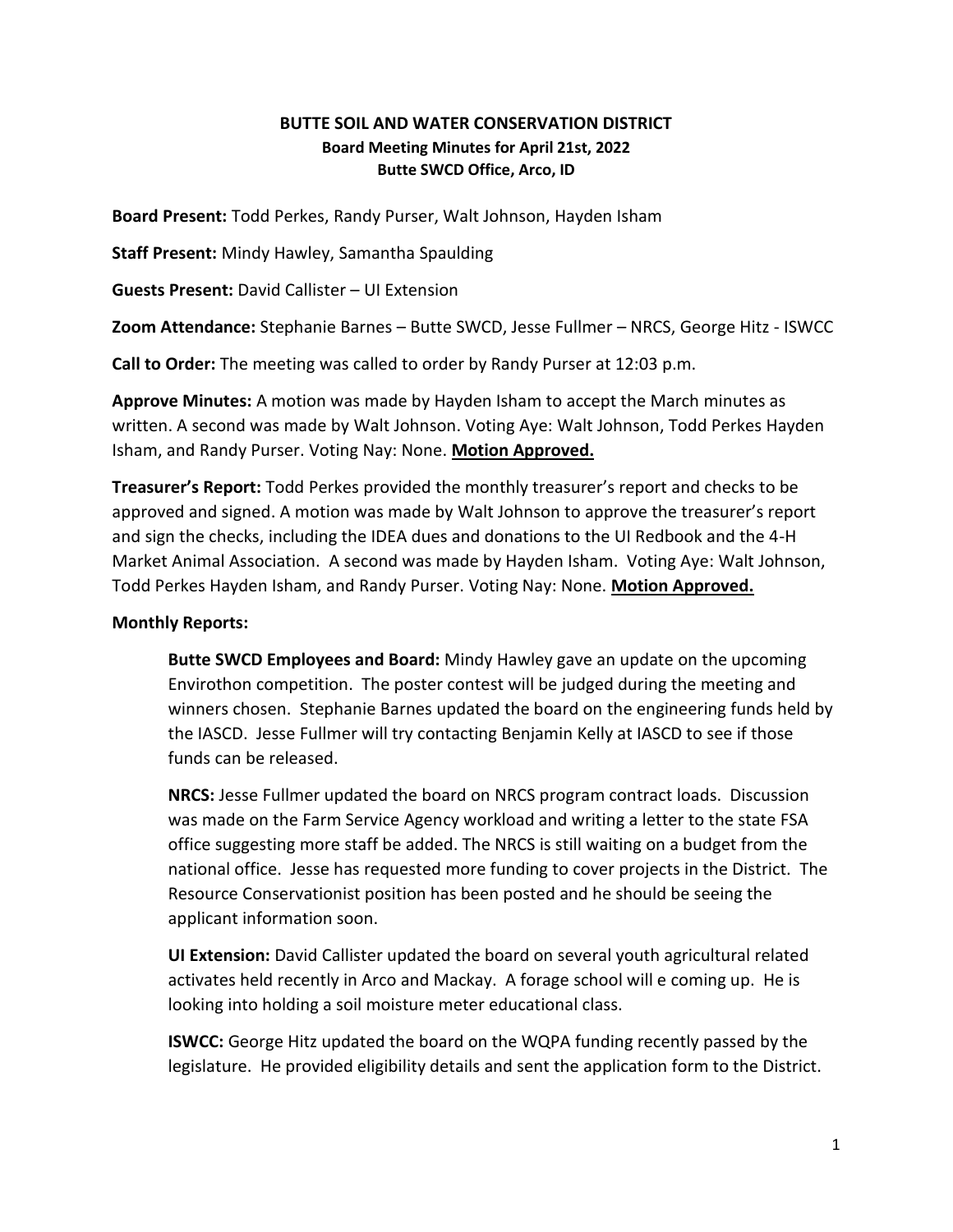# BUTTE SOIL AND WATER CONSERVATION DISTRICT

**Board Meeting Minutes for April 21st, 2022**

**Butte SWCD Office, Arco, ID**

**Board Present:** Todd Perkes, Randy Purser, Walt Johnson, Hayden Isham

**Staff Present:** Mindy Hawley, Samantha Spaulding

**Guests Present:** David Callister – UI Extension

**Zoom Attendance:** Stephanie Barnes – Butte SWCD, Jesse Fullmer – NRCS, George Hitz - ISWCC

**Call to Order:** The meeting was called to order by Randy Purser at 12:03 p.m.

**Approve Minutes:** A motion was made by Hayden Isham to accept the March minutes as written. A second was made by Walt Johnson. Voting Aye: Walt Johnson, Todd Perkes Hayden Isham, and Randy Purser. Voting Nay: None. **Motion Approved.**

**Treasurer's Report:** Todd Perkes provided the monthly treasurer's report and checks to be approved and signed. A motion was made by Walt Johnson to approve the treasurer's report and sign the checks, including the IDEA dues and donations to the UI Redbook and the 4-H Market Animal Association. A second was made by Hayden Isham. Voting Aye: Walt Johnson, Todd Perkes Hayden Isham, and Randy Purser. Voting Nay: None. **Motion Approved.**

**Monthly Reports:**

**Butte SWCD Employees and Board:** Mindy Hawley gave an update on the upcoming Envirothon competition. The poster contest will be judged during the meeting and winners chosen. Stephanie Barnes updated the board on the engineering funds held by the IASCD. Jesse Fullmer will try contacting Benjamin Kelly at IASCD to see if those funds can be released.

**NRCS:** Jesse Fullmer updated the board on NRCS program contract loads. Discussion was made on the Farm Service Agency workload and writing a letter to the state FSA office suggesting more staff be added. The NRCS is still waiting on a budget from the national office. Jesse has requested more funding to cover projects in the District. The Resource Conservationist position has been posted and he should be seeing the applicant information soon.

**UI Extension:** David Callister updated the board on several youth agricultural related activates held recently in Arco and Mackay. A forage school will e coming up. He is looking into holding a soil moisture meter educational class.

**ISWCC:** George Hitz updated the board on the WQPA funding recently passed by the legislature. He provided eligibility details and sent the application form to the District.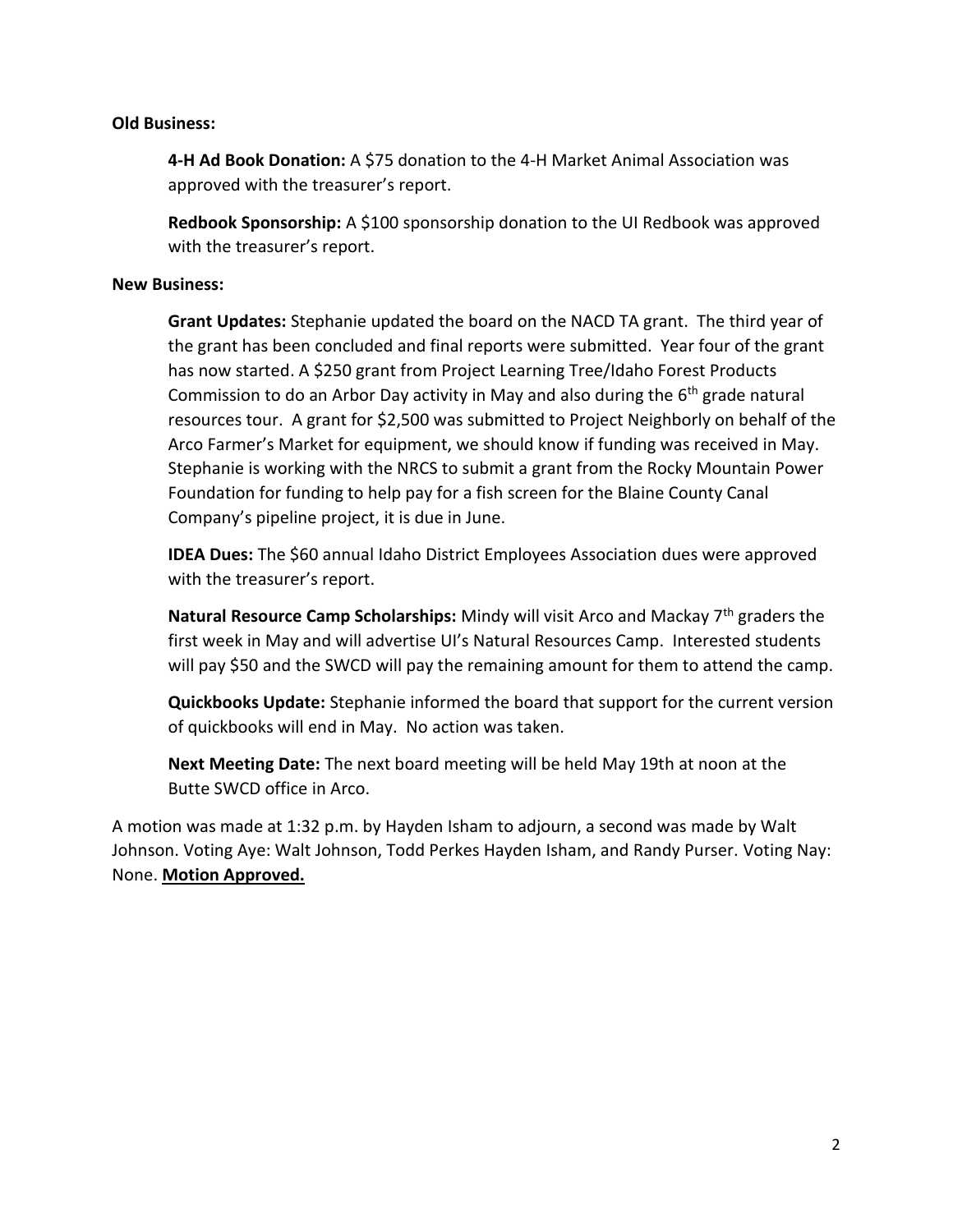**Old Business:**

**4-H Ad Book Donation:** A $75 donation to the 4-H Market Animal Association was approved with the treasurer's report.

**Redbook Sponsorship:** A $100 sponsorship donation to the UI Redbook was approved with the treasurer's report.

**New Business:**

**Grant Updates:** Stephanie updated the board on the NACD TA grant. The third year of the grant has been concluded and final reports were submitted. Year four of the grant has now started. A $250 grant from Project Learning Tree/Idaho Forest Products Commission to do an Arbor Day activity in May and also during the 6th grade natural resources tour. A grant for $2,500 was submitted to Project Neighborly on behalf of the Arco Farmer's Market for equipment, we should know if funding was received in May. Stephanie is working with the NRCS to submit a grant from the Rocky Mountain Power Foundation for funding to help pay for a fish screen for the Blaine County Canal Company's pipeline project, it is due in June.

**IDEA Dues:** The $60 annual Idaho District Employees Association dues were approved with the treasurer's report.

**Natural Resource Camp Scholarships:** Mindy will visit Arco and Mackay 7th graders the first week in May and will advertise UI's Natural Resources Camp. Interested students will pay $50 and the SWCD will pay the remaining amount for them to attend the camp.

**Quickbooks Update:** Stephanie informed the board that support for the current version of quickbooks will end in May. No action was taken.

**Next Meeting Date:** The next board meeting will be held May 19th at noon at the Butte SWCD office in Arco.

A motion was made at 1:32 p.m. by Hayden Isham to adjourn, a second was made by Walt Johnson. Voting Aye: Walt Johnson, Todd Perkes Hayden Isham, and Randy Purser. Voting Nay: None. **<u>Motion Approved.</u>**